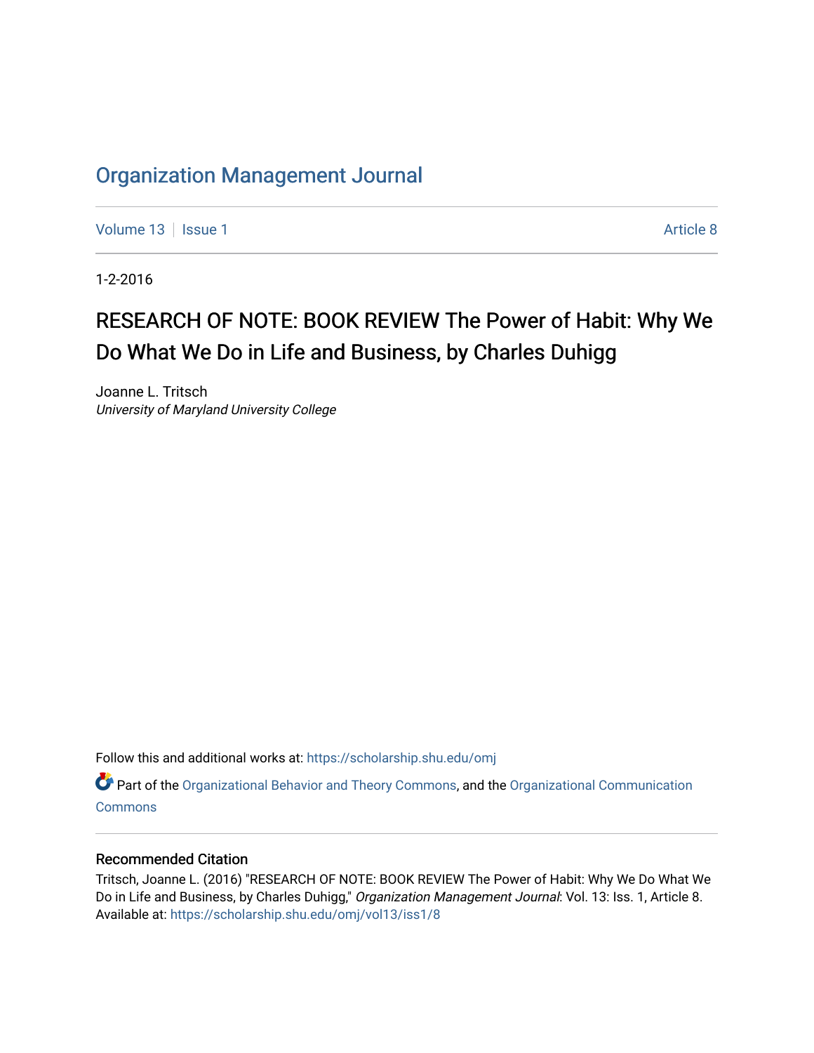# Organization Management Journal

Volume 13 | Issue 1 | Article 8

1-2-2016

## RESEARCH OF NOTE: BOOK REVIEW The Power of Habit: Why We Do What We Do in Life and Business, by Charles Duhigg

Joanne L. Tritsch
*University of Maryland University College*

Follow this and additional works at: https://scholarship.shu.edu/omj

Part of the Organizational Behavior and Theory Commons, and the Organizational Communication Commons

### Recommended Citation

Tritsch, Joanne L. (2016) "RESEARCH OF NOTE: BOOK REVIEW The Power of Habit: Why We Do What We Do in Life and Business, by Charles Duhigg," *Organization Management Journal*: Vol. 13: Iss. 1, Article 8.
Available at: https://scholarship.shu.edu/omj/vol13/iss1/8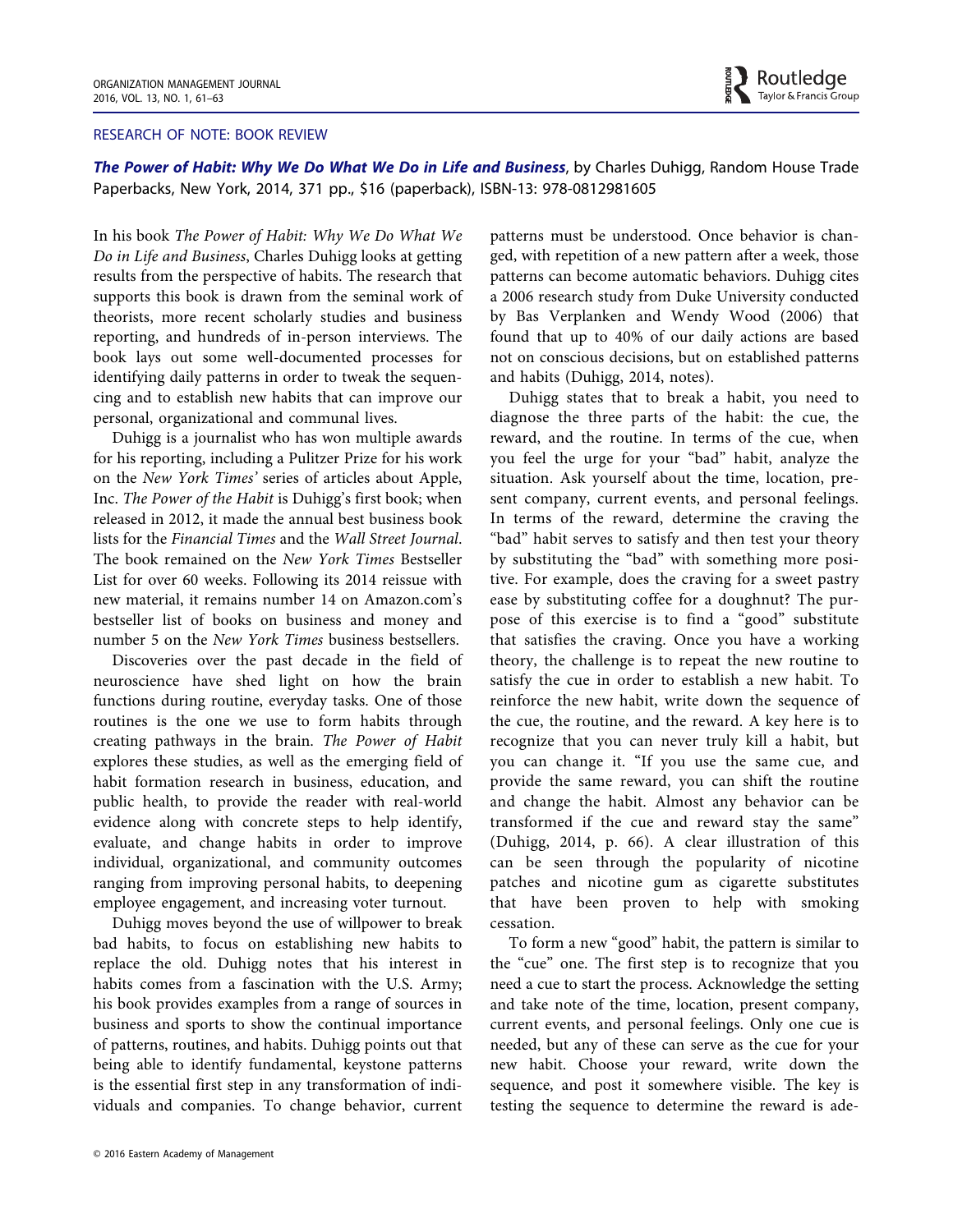RESEARCH OF NOTE: BOOK REVIEW

***The Power of Habit: Why We Do What We Do in Life and Business***, by Charles Duhigg, Random House Trade Paperbacks, New York, 2014, 371 pp., $16 (paperback), ISBN-13: 978-0812981605

In his book *The Power of Habit: Why We Do What We Do in Life and Business*, Charles Duhigg looks at getting results from the perspective of habits. The research that supports this book is drawn from the seminal work of theorists, more recent scholarly studies and business reporting, and hundreds of in-person interviews. The book lays out some well-documented processes for identifying daily patterns in order to tweak the sequencing and to establish new habits that can improve our personal, organizational and communal lives.

Duhigg is a journalist who has won multiple awards for his reporting, including a Pulitzer Prize for his work on the *New York Times'* series of articles about Apple, Inc. *The Power of the Habit* is Duhigg's first book; when released in 2012, it made the annual best business book lists for the *Financial Times* and the *Wall Street Journal*. The book remained on the *New York Times* Bestseller List for over 60 weeks. Following its 2014 reissue with new material, it remains number 14 on Amazon.com's bestseller list of books on business and money and number 5 on the *New York Times* business bestsellers.

Discoveries over the past decade in the field of neuroscience have shed light on how the brain functions during routine, everyday tasks. One of those routines is the one we use to form habits through creating pathways in the brain. *The Power of Habit* explores these studies, as well as the emerging field of habit formation research in business, education, and public health, to provide the reader with real-world evidence along with concrete steps to help identify, evaluate, and change habits in order to improve individual, organizational, and community outcomes ranging from improving personal habits, to deepening employee engagement, and increasing voter turnout.

Duhigg moves beyond the use of willpower to break bad habits, to focus on establishing new habits to replace the old. Duhigg notes that his interest in habits comes from a fascination with the U.S. Army; his book provides examples from a range of sources in business and sports to show the continual importance of patterns, routines, and habits. Duhigg points out that being able to identify fundamental, keystone patterns is the essential first step in any transformation of individuals and companies. To change behavior, current patterns must be understood. Once behavior is changed, with repetition of a new pattern after a week, those patterns can become automatic behaviors. Duhigg cites a 2006 research study from Duke University conducted by Bas Verplanken and Wendy Wood (2006) that found that up to 40% of our daily actions are based not on conscious decisions, but on established patterns and habits (Duhigg, 2014, notes).

Duhigg states that to break a habit, you need to diagnose the three parts of the habit: the cue, the reward, and the routine. In terms of the cue, when you feel the urge for your "bad" habit, analyze the situation. Ask yourself about the time, location, present company, current events, and personal feelings. In terms of the reward, determine the craving the "bad" habit serves to satisfy and then test your theory by substituting the "bad" with something more positive. For example, does the craving for a sweet pastry ease by substituting coffee for a doughnut? The purpose of this exercise is to find a "good" substitute that satisfies the craving. Once you have a working theory, the challenge is to repeat the new routine to satisfy the cue in order to establish a new habit. To reinforce the new habit, write down the sequence of the cue, the routine, and the reward. A key here is to recognize that you can never truly kill a habit, but you can change it. "If you use the same cue, and provide the same reward, you can shift the routine and change the habit. Almost any behavior can be transformed if the cue and reward stay the same" (Duhigg, 2014, p. 66). A clear illustration of this can be seen through the popularity of nicotine patches and nicotine gum as cigarette substitutes that have been proven to help with smoking cessation.

To form a new "good" habit, the pattern is similar to the "cue" one. The first step is to recognize that you need a cue to start the process. Acknowledge the setting and take note of the time, location, present company, current events, and personal feelings. Only one cue is needed, but any of these can serve as the cue for your new habit. Choose your reward, write down the sequence, and post it somewhere visible. The key is testing the sequence to determine the reward is ade-

© 2016 Eastern Academy of Management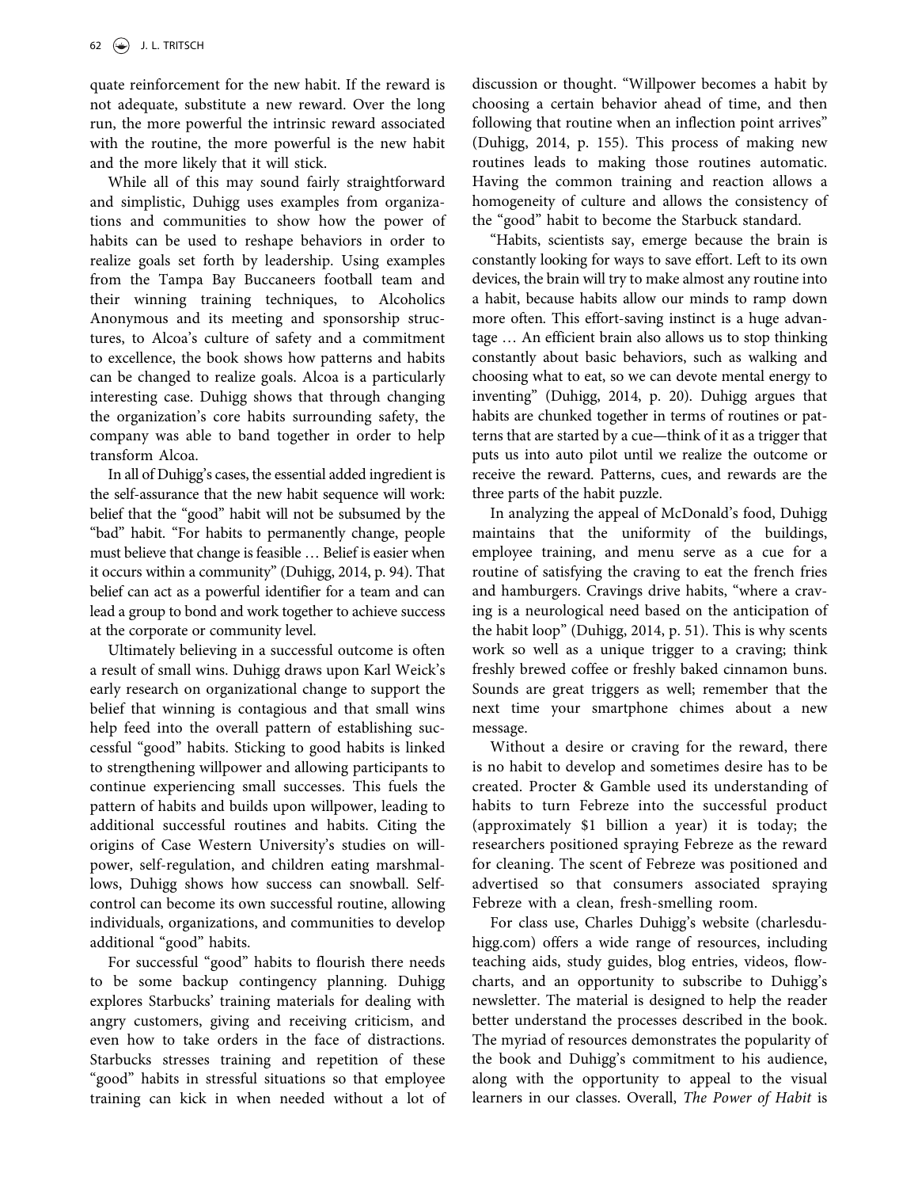quate reinforcement for the new habit. If the reward is not adequate, substitute a new reward. Over the long run, the more powerful the intrinsic reward associated with the routine, the more powerful is the new habit and the more likely that it will stick.

While all of this may sound fairly straightforward and simplistic, Duhigg uses examples from organizations and communities to show how the power of habits can be used to reshape behaviors in order to realize goals set forth by leadership. Using examples from the Tampa Bay Buccaneers football team and their winning training techniques, to Alcoholics Anonymous and its meeting and sponsorship structures, to Alcoa's culture of safety and a commitment to excellence, the book shows how patterns and habits can be changed to realize goals. Alcoa is a particularly interesting case. Duhigg shows that through changing the organization's core habits surrounding safety, the company was able to band together in order to help transform Alcoa.

In all of Duhigg's cases, the essential added ingredient is the self-assurance that the new habit sequence will work: belief that the "good" habit will not be subsumed by the "bad" habit. "For habits to permanently change, people must believe that change is feasible … Belief is easier when it occurs within a community" (Duhigg, 2014, p. 94). That belief can act as a powerful identifier for a team and can lead a group to bond and work together to achieve success at the corporate or community level.

Ultimately believing in a successful outcome is often a result of small wins. Duhigg draws upon Karl Weick's early research on organizational change to support the belief that winning is contagious and that small wins help feed into the overall pattern of establishing successful "good" habits. Sticking to good habits is linked to strengthening willpower and allowing participants to continue experiencing small successes. This fuels the pattern of habits and builds upon willpower, leading to additional successful routines and habits. Citing the origins of Case Western University's studies on willpower, self-regulation, and children eating marshmallows, Duhigg shows how success can snowball. Self-control can become its own successful routine, allowing individuals, organizations, and communities to develop additional "good" habits.

For successful "good" habits to flourish there needs to be some backup contingency planning. Duhigg explores Starbucks' training materials for dealing with angry customers, giving and receiving criticism, and even how to take orders in the face of distractions. Starbucks stresses training and repetition of these "good" habits in stressful situations so that employee training can kick in when needed without a lot of discussion or thought. "Willpower becomes a habit by choosing a certain behavior ahead of time, and then following that routine when an inflection point arrives" (Duhigg, 2014, p. 155). This process of making new routines leads to making those routines automatic. Having the common training and reaction allows a homogeneity of culture and allows the consistency of the "good" habit to become the Starbuck standard.

"Habits, scientists say, emerge because the brain is constantly looking for ways to save effort. Left to its own devices, the brain will try to make almost any routine into a habit, because habits allow our minds to ramp down more often. This effort-saving instinct is a huge advantage … An efficient brain also allows us to stop thinking constantly about basic behaviors, such as walking and choosing what to eat, so we can devote mental energy to inventing" (Duhigg, 2014, p. 20). Duhigg argues that habits are chunked together in terms of routines or patterns that are started by a cue—think of it as a trigger that puts us into auto pilot until we realize the outcome or receive the reward. Patterns, cues, and rewards are the three parts of the habit puzzle.

In analyzing the appeal of McDonald's food, Duhigg maintains that the uniformity of the buildings, employee training, and menu serve as a cue for a routine of satisfying the craving to eat the french fries and hamburgers. Cravings drive habits, "where a craving is a neurological need based on the anticipation of the habit loop" (Duhigg, 2014, p. 51). This is why scents work so well as a unique trigger to a craving; think freshly brewed coffee or freshly baked cinnamon buns. Sounds are great triggers as well; remember that the next time your smartphone chimes about a new message.

Without a desire or craving for the reward, there is no habit to develop and sometimes desire has to be created. Procter & Gamble used its understanding of habits to turn Febreze into the successful product (approximately $1 billion a year) it is today; the researchers positioned spraying Febreze as the reward for cleaning. The scent of Febreze was positioned and advertised so that consumers associated spraying Febreze with a clean, fresh-smelling room.

For class use, Charles Duhigg's website (charlesduhigg.com) offers a wide range of resources, including teaching aids, study guides, blog entries, videos, flowcharts, and an opportunity to subscribe to Duhigg's newsletter. The material is designed to help the reader better understand the processes described in the book. The myriad of resources demonstrates the popularity of the book and Duhigg's commitment to his audience, along with the opportunity to appeal to the visual learners in our classes. Overall, *The Power of Habit* is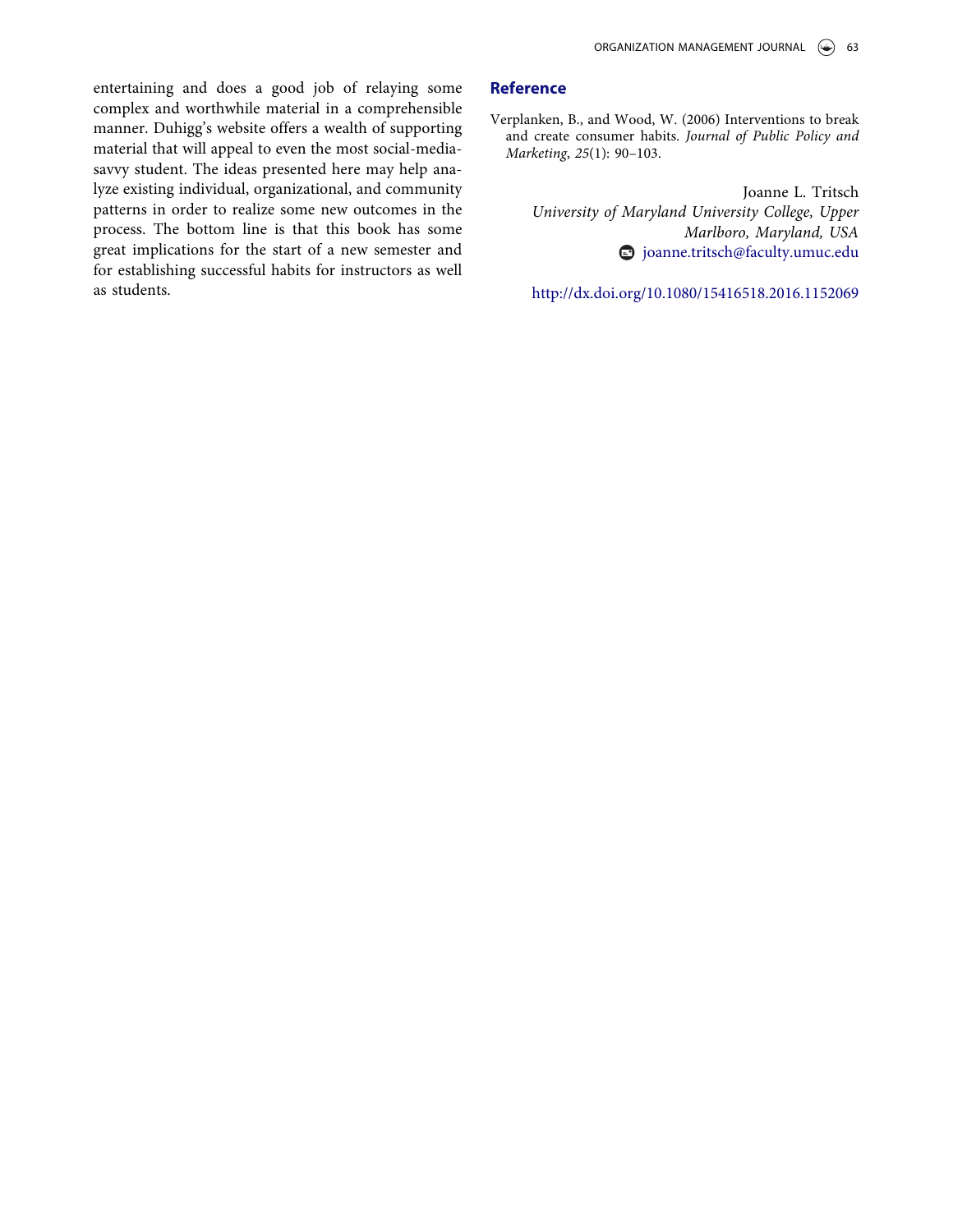entertaining and does a good job of relaying some complex and worthwhile material in a comprehensible manner. Duhigg's website offers a wealth of supporting material that will appeal to even the most social-media-savvy student. The ideas presented here may help analyze existing individual, organizational, and community patterns in order to realize some new outcomes in the process. The bottom line is that this book has some great implications for the start of a new semester and for establishing successful habits for instructors as well as students.

## Reference

Verplanken, B., and Wood, W. (2006) Interventions to break and create consumer habits. *Journal of Public Policy and Marketing*, *25*(1): 90–103.

Joanne L. Tritsch
*University of Maryland University College, Upper Marlboro, Maryland, USA*
joanne.tritsch@faculty.umuc.edu

http://dx.doi.org/10.1080/15416518.2016.1152069